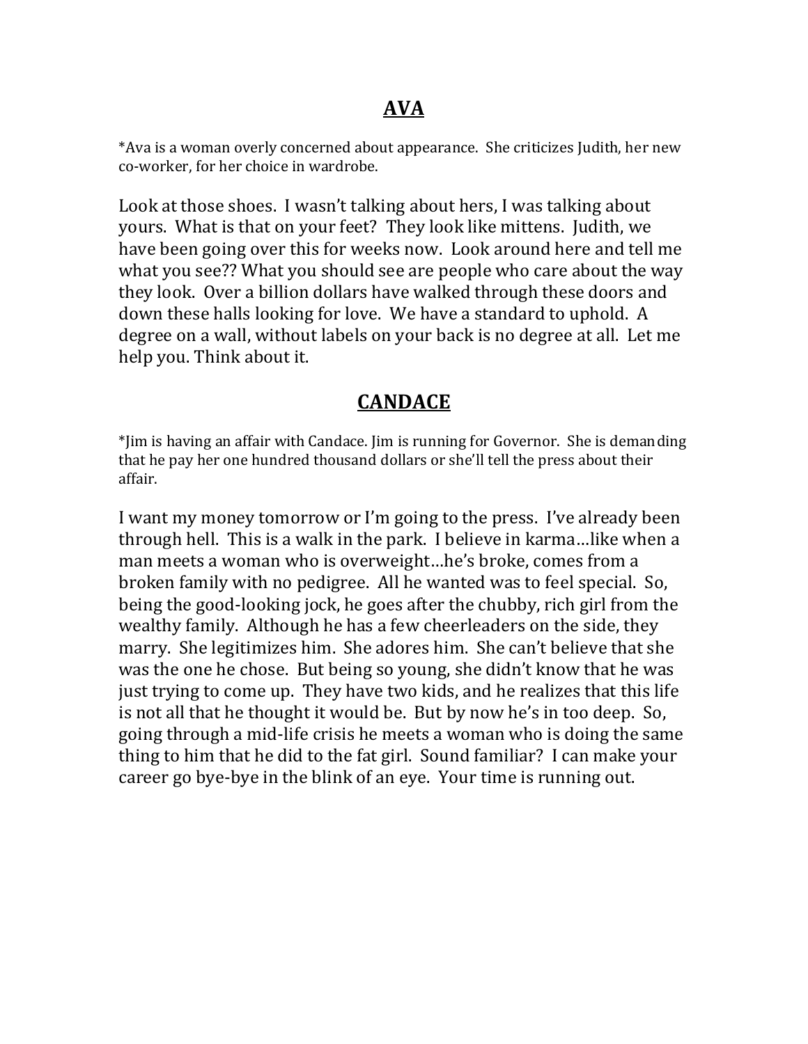## AVA

*Ava is a woman overly concerned about appearance. She criticizes Judith, her new co-worker, for her choice in wardrobe.

Look at those shoes. I wasn't talking about hers, I was talking about yours. What is that on your feet? They look like mittens. Judith, we have been going over this for weeks now. Look around here and tell me what you see?? What you should see are people who care about the way they look. Over a billion dollars have walked through these doors and down these halls looking for love. We have a standard to uphold. A degree on a wall, without labels on your back is no degree at all. Let me help you. Think about it.

## CANDACE

*Jim is having an affair with Candace. Jim is running for Governor. She is demanding that he pay her one hundred thousand dollars or she'll tell the press about their affair.

I want my money tomorrow or I'm going to the press. I've already been through hell. This is a walk in the park. I believe in karma…like when a man meets a woman who is overweight…he's broke, comes from a broken family with no pedigree. All he wanted was to feel special. So, being the good-looking jock, he goes after the chubby, rich girl from the wealthy family. Although he has a few cheerleaders on the side, they marry. She legitimizes him. She adores him. She can't believe that she was the one he chose. But being so young, she didn't know that he was just trying to come up. They have two kids, and he realizes that this life is not all that he thought it would be. But by now he's in too deep. So, going through a mid-life crisis he meets a woman who is doing the same thing to him that he did to the fat girl. Sound familiar? I can make your career go bye-bye in the blink of an eye. Your time is running out.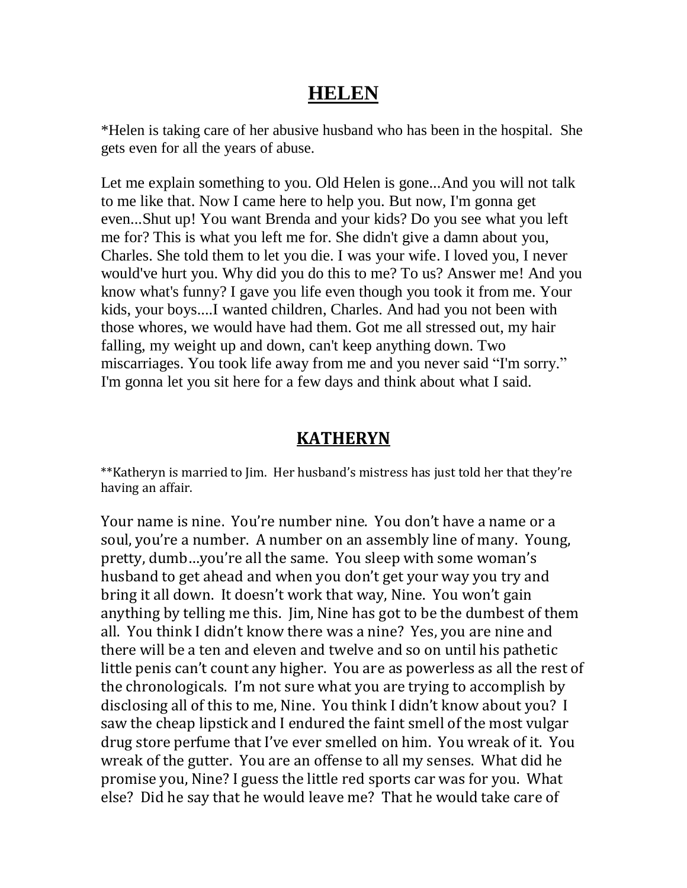# HELEN

*Helen is taking care of her abusive husband who has been in the hospital. She gets even for all the years of abuse.

Let me explain something to you. Old Helen is gone...And you will not talk to me like that. Now I came here to help you. But now, I'm gonna get even...Shut up! You want Brenda and your kids? Do you see what you left me for? This is what you left me for. She didn't give a damn about you, Charles. She told them to let you die. I was your wife. I loved you, I never would've hurt you. Why did you do this to me? To us? Answer me! And you know what's funny? I gave you life even though you took it from me. Your kids, your boys....I wanted children, Charles. And had you not been with those whores, we would have had them. Got me all stressed out, my hair falling, my weight up and down, can't keep anything down. Two miscarriages. You took life away from me and you never said "I'm sorry." I'm gonna let you sit here for a few days and think about what I said.

# KATHERYN

**Katheryn is married to Jim. Her husband's mistress has just told her that they're having an affair.

Your name is nine. You're number nine. You don't have a name or a soul, you're a number. A number on an assembly line of many. Young, pretty, dumb…you're all the same. You sleep with some woman's husband to get ahead and when you don't get your way you try and bring it all down. It doesn't work that way, Nine. You won't gain anything by telling me this. Jim, Nine has got to be the dumbest of them all. You think I didn't know there was a nine? Yes, you are nine and there will be a ten and eleven and twelve and so on until his pathetic little penis can't count any higher. You are as powerless as all the rest of the chronologicals. I'm not sure what you are trying to accomplish by disclosing all of this to me, Nine. You think I didn't know about you? I saw the cheap lipstick and I endured the faint smell of the most vulgar drug store perfume that I've ever smelled on him. You wreak of it. You wreak of the gutter. You are an offense to all my senses. What did he promise you, Nine? I guess the little red sports car was for you. What else? Did he say that he would leave me? That he would take care of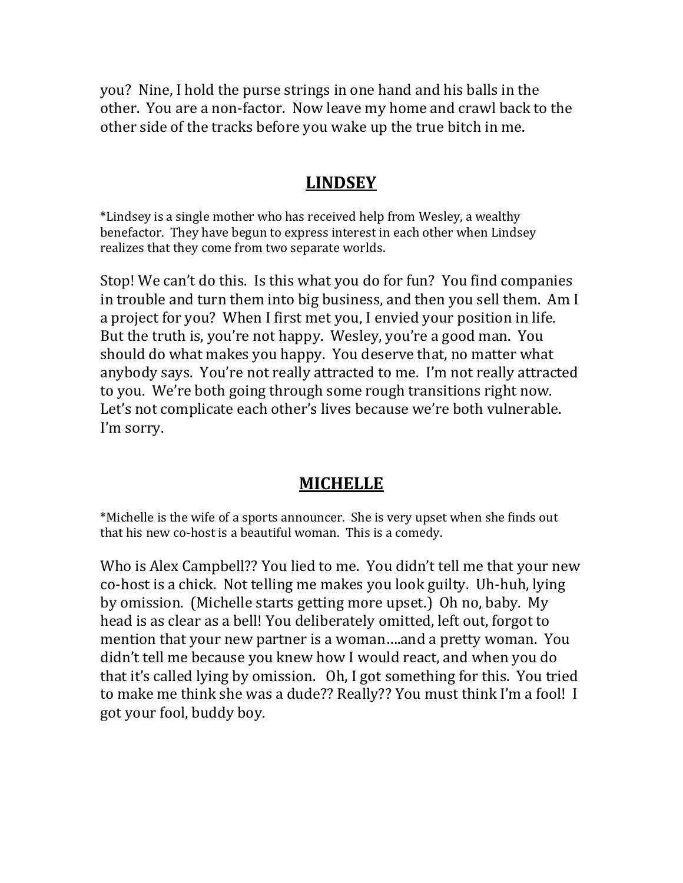you? Nine, I hold the purse strings in one hand and his balls in the other. You are a non-factor. Now leave my home and crawl back to the other side of the tracks before you wake up the true bitch in me.

## **LINDSEY**

*Lindsey is a single mother who has received help from Wesley, a wealthy benefactor. They have begun to express interest in each other when Lindsey realizes that they come from two separate worlds.

Stop! We can't do this. Is this what you do for fun? You find companies in trouble and turn them into big business, and then you sell them. Am I a project for you? When I first met you, I envied your position in life. But the truth is, you're not happy. Wesley, you're a good man. You should do what makes you happy. You deserve that, no matter what anybody says. You're not really attracted to me. I'm not really attracted to you. We're both going through some rough transitions right now. Let's not complicate each other's lives because we're both vulnerable. I'm sorry.

## **MICHELLE**

*Michelle is the wife of a sports announcer. She is very upset when she finds out that his new co-host is a beautiful woman. This is a comedy.

Who is Alex Campbell?? You lied to me. You didn't tell me that your new co-host is a chick. Not telling me makes you look guilty. Uh-huh, lying by omission. (Michelle starts getting more upset.) Oh no, baby. My head is as clear as a bell! You deliberately omitted, left out, forgot to mention that your new partner is a woman….and a pretty woman. You didn't tell me because you knew how I would react, and when you do that it's called lying by omission. Oh, I got something for this. You tried to make me think she was a dude?? Really?? You must think I'm a fool! I got your fool, buddy boy.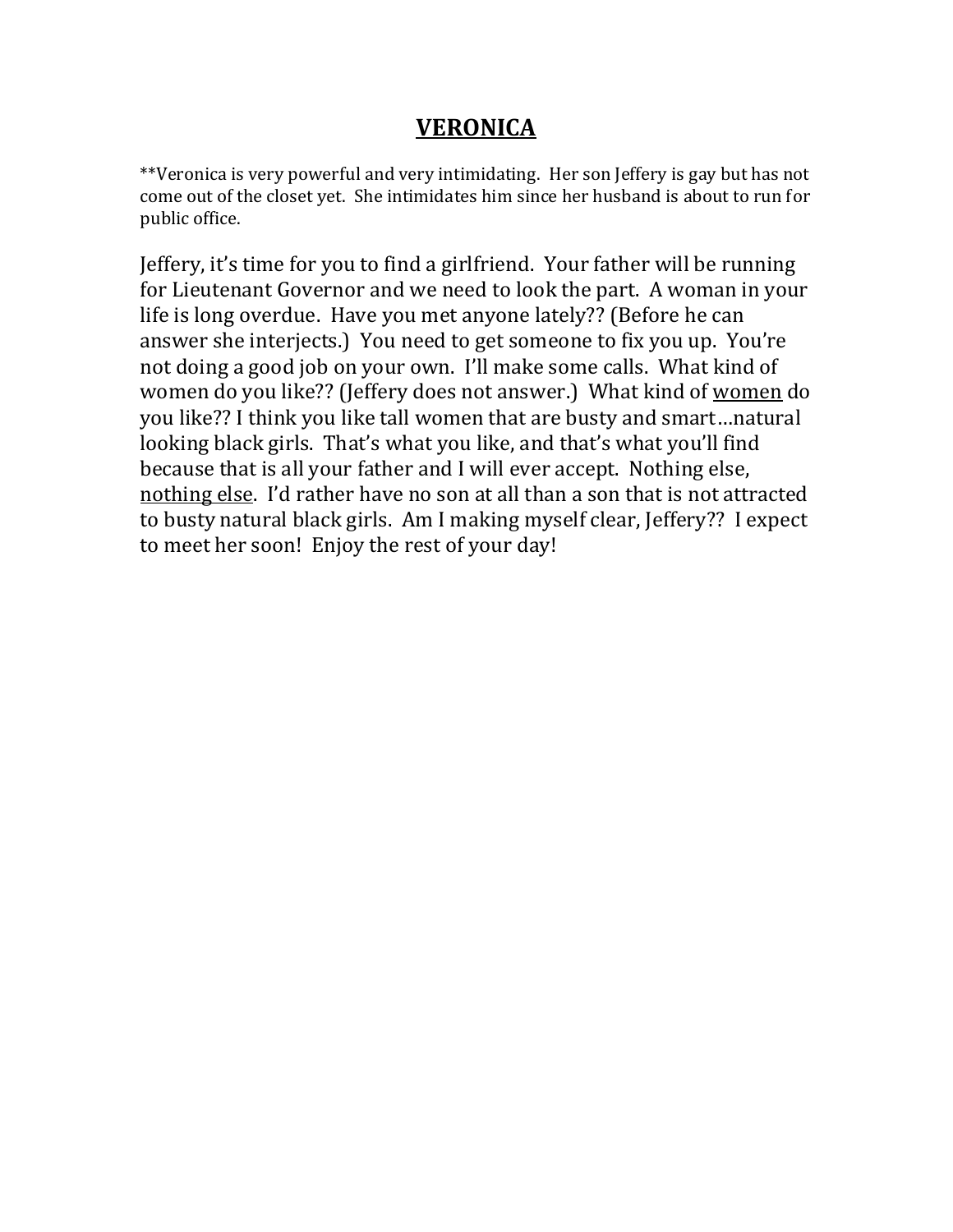# VERONICA

**Veronica is very powerful and very intimidating. Her son Jeffery is gay but has not come out of the closet yet. She intimidates him since her husband is about to run for public office.

Jeffery, it's time for you to find a girlfriend. Your father will be running for Lieutenant Governor and we need to look the part. A woman in your life is long overdue. Have you met anyone lately?? (Before he can answer she interjects.) You need to get someone to fix you up. You're not doing a good job on your own. I'll make some calls. What kind of women do you like?? (Jeffery does not answer.) What kind of <u>women</u> do you like?? I think you like tall women that are busty and smart…natural looking black girls. That's what you like, and that's what you'll find because that is all your father and I will ever accept. Nothing else, <u>nothing else</u>. I'd rather have no son at all than a son that is not attracted to busty natural black girls. Am I making myself clear, Jeffery?? I expect to meet her soon! Enjoy the rest of your day!